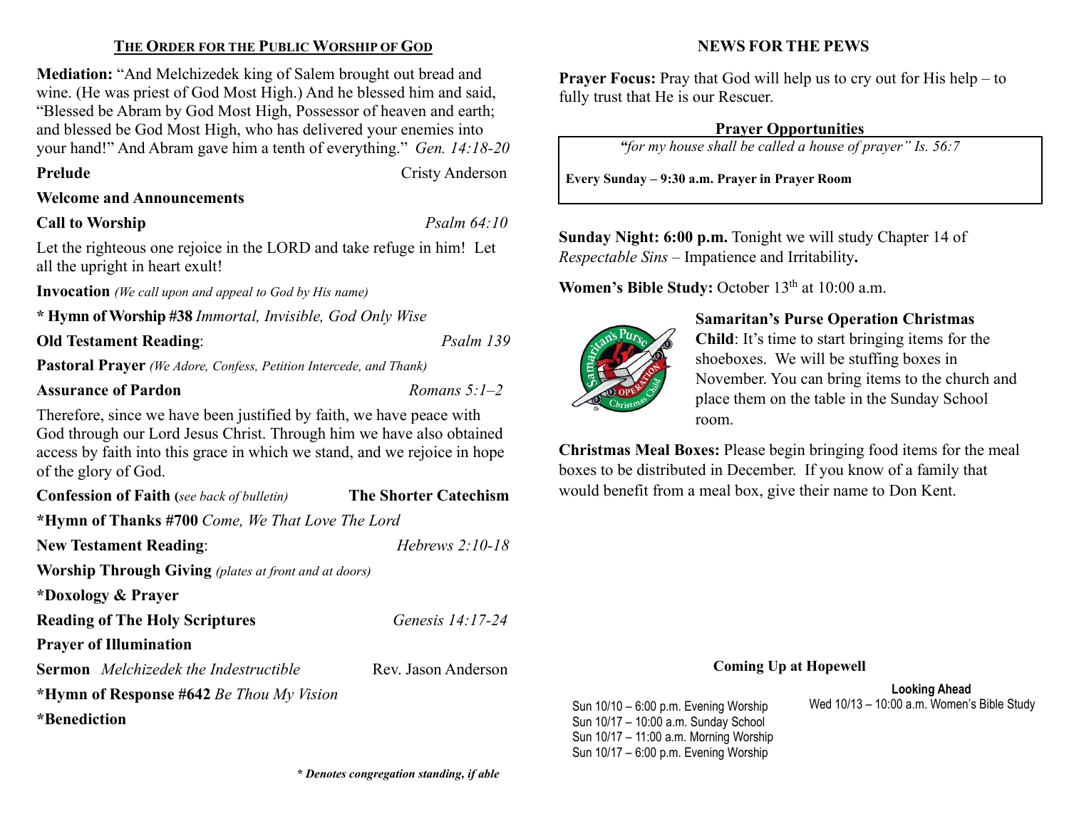## THE ORDER FOR THE PUBLIC WORSHIP OF GOD

**Mediation:** "And Melchizedek king of Salem brought out bread and wine. (He was priest of God Most High.) And he blessed him and said, "Blessed be Abram by God Most High, Possessor of heaven and earth; and blessed be God Most High, who has delivered your enemies into your hand!" And Abram gave him a tenth of everything." *Gen. 14:18-20*

**Prelude** — Cristy Anderson

**Welcome and Announcements**

**Call to Worship** — *Psalm 64:10*

Let the righteous one rejoice in the LORD and take refuge in him! Let all the upright in heart exult!

**Invocation** *(We call upon and appeal to God by His name)*

**\* Hymn of Worship #38** *Immortal, Invisible, God Only Wise*

**Old Testament Reading**: *Psalm 139*

**Pastoral Prayer** *(We Adore, Confess, Petition Intercede, and Thank)*

**Assurance of Pardon** — *Romans 5:1–2*

Therefore, since we have been justified by faith, we have peace with God through our Lord Jesus Christ. Through him we have also obtained access by faith into this grace in which we stand, and we rejoice in hope of the glory of God.

**Confession of Faith (***see back of bulletin***)** — **The Shorter Catechism**

**\*Hymn of Thanks #700** *Come, We That Love The Lord*

**New Testament Reading**: *Hebrews 2:10-18*

**Worship Through Giving** *(plates at front and at doors)*

**\*Doxology & Prayer**

**Reading of The Holy Scriptures** — *Genesis 14:17-24*

**Prayer of Illumination**

**Sermon** *Melchizedek the Indestructible* — Rev. Jason Anderson

**\*Hymn of Response #642** *Be Thou My Vision*

**\*Benediction**

***\* Denotes congregation standing, if able***

## NEWS FOR THE PEWS

**Prayer Focus:** Pray that God will help us to cry out for His help – to fully trust that He is our Rescuer.

### Prayer Opportunities

*"for my house shall be called a house of prayer" Is. 56:7*

**Every Sunday – 9:30 a.m. Prayer in Prayer Room**

**Sunday Night: 6:00 p.m.** Tonight we will study Chapter 14 of *Respectable Sins* – Impatience and Irritability**.**

**Women's Bible Study:** October 13th at 10:00 a.m.

**Samaritan's Purse Operation Christmas Child**: It's time to start bringing items for the shoeboxes. We will be stuffing boxes in November. You can bring items to the church and place them on the table in the Sunday School room.

**Christmas Meal Boxes:** Please begin bringing food items for the meal boxes to be distributed in December. If you know of a family that would benefit from a meal box, give their name to Don Kent.

### Coming Up at Hopewell

Sun 10/10 – 6:00 p.m. Evening Worship
Sun 10/17 – 10:00 a.m. Sunday School
Sun 10/17 – 11:00 a.m. Morning Worship
Sun 10/17 – 6:00 p.m. Evening Worship

**Looking Ahead**

Wed 10/13 – 10:00 a.m. Women's Bible Study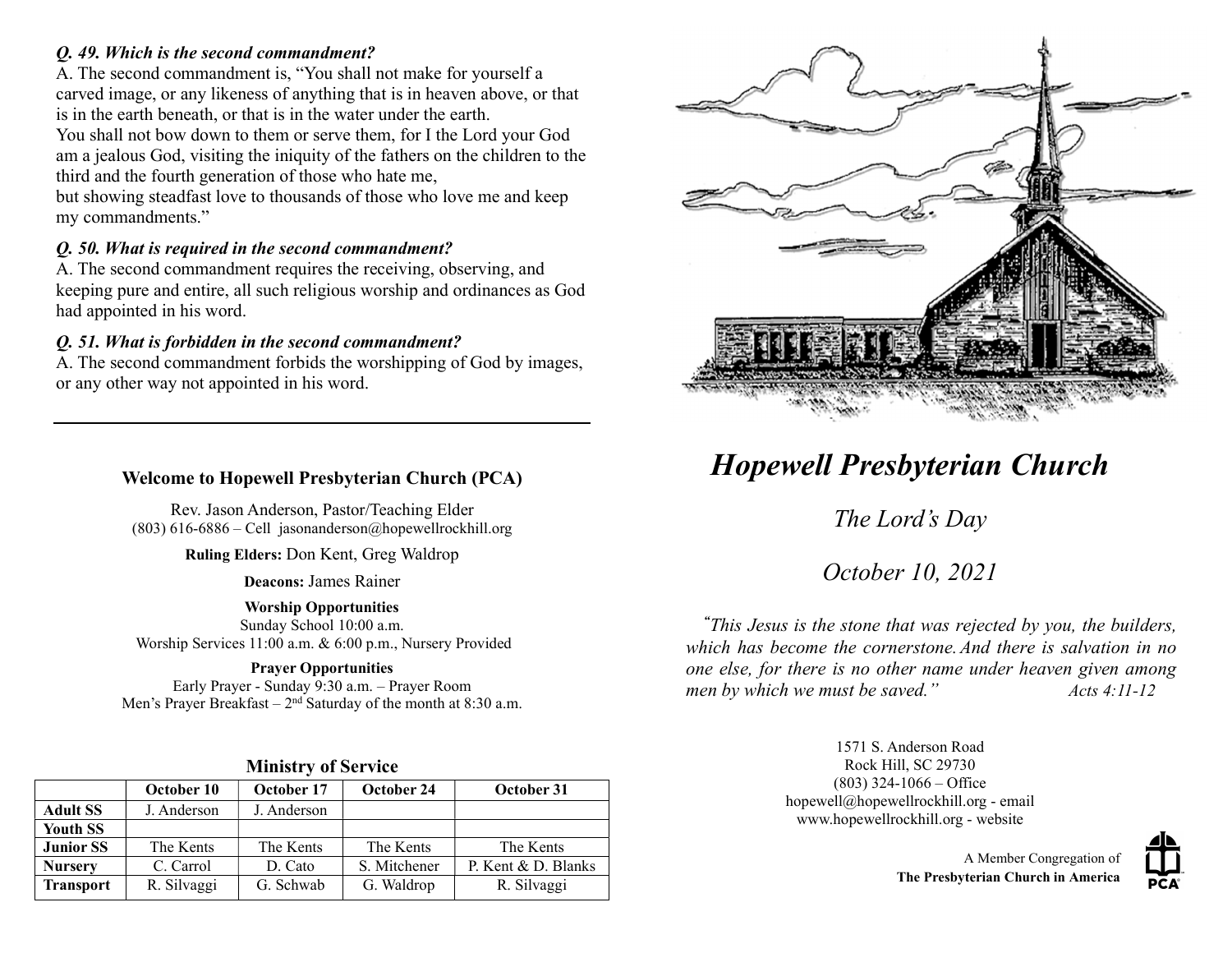***Q. 49. Which is the second commandment?***

A. The second commandment is, "You shall not make for yourself a carved image, or any likeness of anything that is in heaven above, or that is in the earth beneath, or that is in the water under the earth.
You shall not bow down to them or serve them, for I the Lord your God am a jealous God, visiting the iniquity of the fathers on the children to the third and the fourth generation of those who hate me,
but showing steadfast love to thousands of those who love me and keep my commandments."

***Q. 50. What is required in the second commandment?***

A. The second commandment requires the receiving, observing, and keeping pure and entire, all such religious worship and ordinances as God had appointed in his word.

***Q. 51. What is forbidden in the second commandment?***

A. The second commandment forbids the worshipping of God by images, or any other way not appointed in his word.

---

### Welcome to Hopewell Presbyterian Church (PCA)

Rev. Jason Anderson, Pastor/Teaching Elder
(803) 616-6886 – Cell jasonanderson@hopewellrockhill.org

**Ruling Elders:** Don Kent, Greg Waldrop

**Deacons:** James Rainer

**Worship Opportunities**
Sunday School 10:00 a.m.
Worship Services 11:00 a.m. & 6:00 p.m., Nursery Provided

**Prayer Opportunities**
Early Prayer - Sunday 9:30 a.m. – Prayer Room
Men's Prayer Breakfast – 2nd Saturday of the month at 8:30 a.m.

### Ministry of Service

| | October 10 | October 17 | October 24 | October 31 |
|---|---|---|---|---|
| **Adult SS** | J. Anderson | J. Anderson | | |
| **Youth SS** | | | | |
| **Junior SS** | The Kents | The Kents | The Kents | The Kents |
| **Nursery** | C. Carrol | D. Cato | S. Mitchener | P. Kent & D. Blanks |
| **Transport** | R. Silvaggi | G. Schwab | G. Waldrop | R. Silvaggi |

# *Hopewell Presbyterian Church*

*The Lord's Day*

*October 10, 2021*

*"This Jesus is the stone that was rejected by you, the builders, which has become the cornerstone. And there is salvation in no one else, for there is no other name under heaven given among men by which we must be saved."* *Acts 4:11-12*

1571 S. Anderson Road
Rock Hill, SC 29730
(803) 324-1066 – Office
hopewell@hopewellrockhill.org - email
www.hopewellrockhill.org - website

A Member Congregation of
**The Presbyterian Church in America**